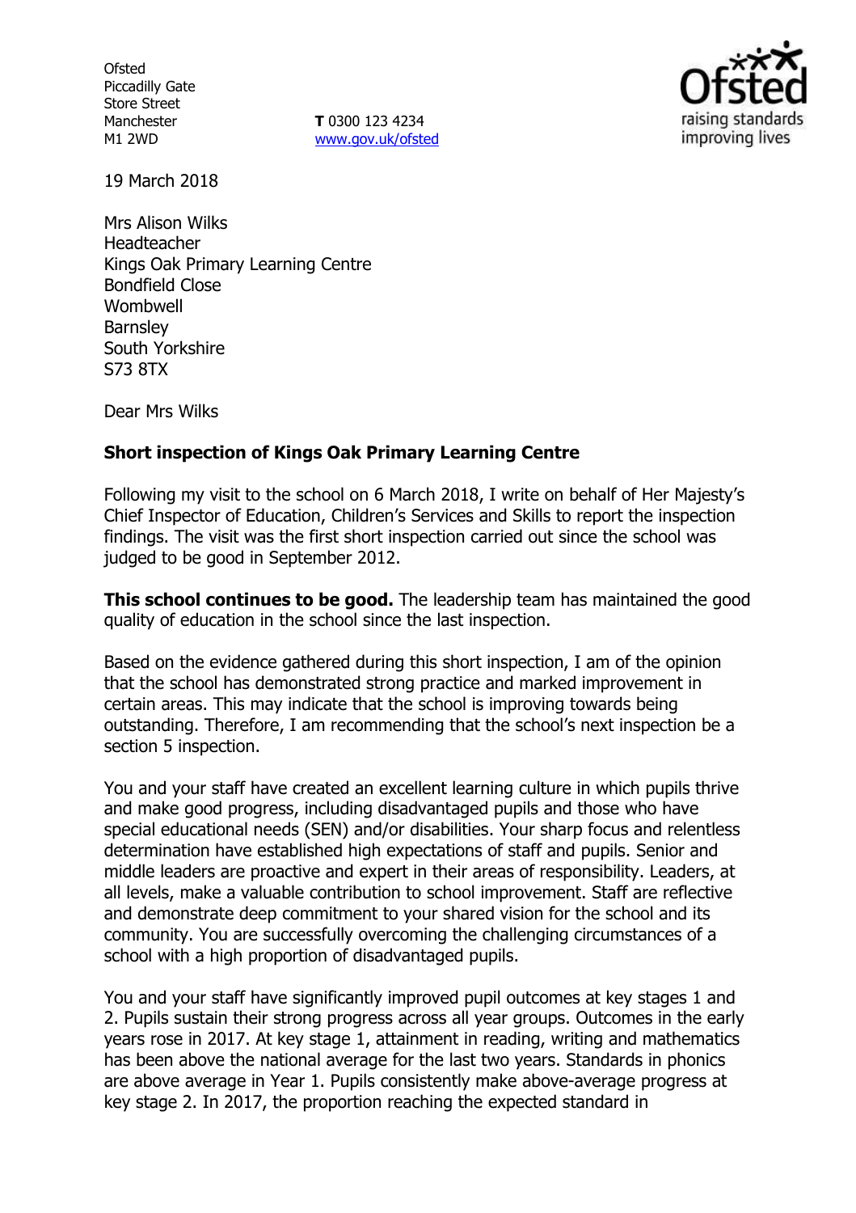Ofsted
Piccadilly Gate
Store Street
Manchester
M1 2WD

**T** 0300 123 4234
www.gov.uk/ofsted

19 March 2018

Mrs Alison Wilks
Headteacher
Kings Oak Primary Learning Centre
Bondfield Close
Wombwell
Barnsley
South Yorkshire
S73 8TX

Dear Mrs Wilks

**Short inspection of Kings Oak Primary Learning Centre**

Following my visit to the school on 6 March 2018, I write on behalf of Her Majesty's Chief Inspector of Education, Children's Services and Skills to report the inspection findings. The visit was the first short inspection carried out since the school was judged to be good in September 2012.

**This school continues to be good.** The leadership team has maintained the good quality of education in the school since the last inspection.

Based on the evidence gathered during this short inspection, I am of the opinion that the school has demonstrated strong practice and marked improvement in certain areas. This may indicate that the school is improving towards being outstanding. Therefore, I am recommending that the school's next inspection be a section 5 inspection.

You and your staff have created an excellent learning culture in which pupils thrive and make good progress, including disadvantaged pupils and those who have special educational needs (SEN) and/or disabilities. Your sharp focus and relentless determination have established high expectations of staff and pupils. Senior and middle leaders are proactive and expert in their areas of responsibility. Leaders, at all levels, make a valuable contribution to school improvement. Staff are reflective and demonstrate deep commitment to your shared vision for the school and its community. You are successfully overcoming the challenging circumstances of a school with a high proportion of disadvantaged pupils.

You and your staff have significantly improved pupil outcomes at key stages 1 and 2. Pupils sustain their strong progress across all year groups. Outcomes in the early years rose in 2017. At key stage 1, attainment in reading, writing and mathematics has been above the national average for the last two years. Standards in phonics are above average in Year 1. Pupils consistently make above-average progress at key stage 2. In 2017, the proportion reaching the expected standard in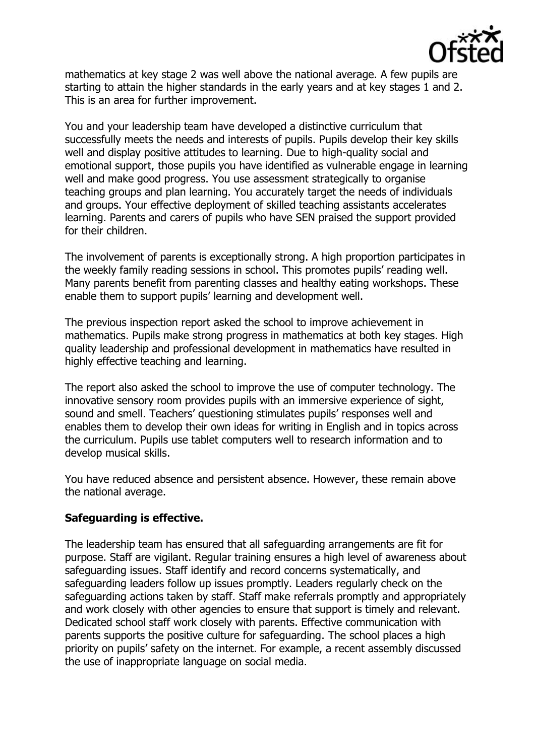mathematics at key stage 2 was well above the national average. A few pupils are starting to attain the higher standards in the early years and at key stages 1 and 2. This is an area for further improvement.

You and your leadership team have developed a distinctive curriculum that successfully meets the needs and interests of pupils. Pupils develop their key skills well and display positive attitudes to learning. Due to high-quality social and emotional support, those pupils you have identified as vulnerable engage in learning well and make good progress. You use assessment strategically to organise teaching groups and plan learning. You accurately target the needs of individuals and groups. Your effective deployment of skilled teaching assistants accelerates learning. Parents and carers of pupils who have SEN praised the support provided for their children.

The involvement of parents is exceptionally strong. A high proportion participates in the weekly family reading sessions in school. This promotes pupils' reading well. Many parents benefit from parenting classes and healthy eating workshops. These enable them to support pupils' learning and development well.

The previous inspection report asked the school to improve achievement in mathematics. Pupils make strong progress in mathematics at both key stages. High quality leadership and professional development in mathematics have resulted in highly effective teaching and learning.

The report also asked the school to improve the use of computer technology. The innovative sensory room provides pupils with an immersive experience of sight, sound and smell. Teachers' questioning stimulates pupils' responses well and enables them to develop their own ideas for writing in English and in topics across the curriculum. Pupils use tablet computers well to research information and to develop musical skills.

You have reduced absence and persistent absence. However, these remain above the national average.

**Safeguarding is effective.**

The leadership team has ensured that all safeguarding arrangements are fit for purpose. Staff are vigilant. Regular training ensures a high level of awareness about safeguarding issues. Staff identify and record concerns systematically, and safeguarding leaders follow up issues promptly. Leaders regularly check on the safeguarding actions taken by staff. Staff make referrals promptly and appropriately and work closely with other agencies to ensure that support is timely and relevant. Dedicated school staff work closely with parents. Effective communication with parents supports the positive culture for safeguarding. The school places a high priority on pupils' safety on the internet. For example, a recent assembly discussed the use of inappropriate language on social media.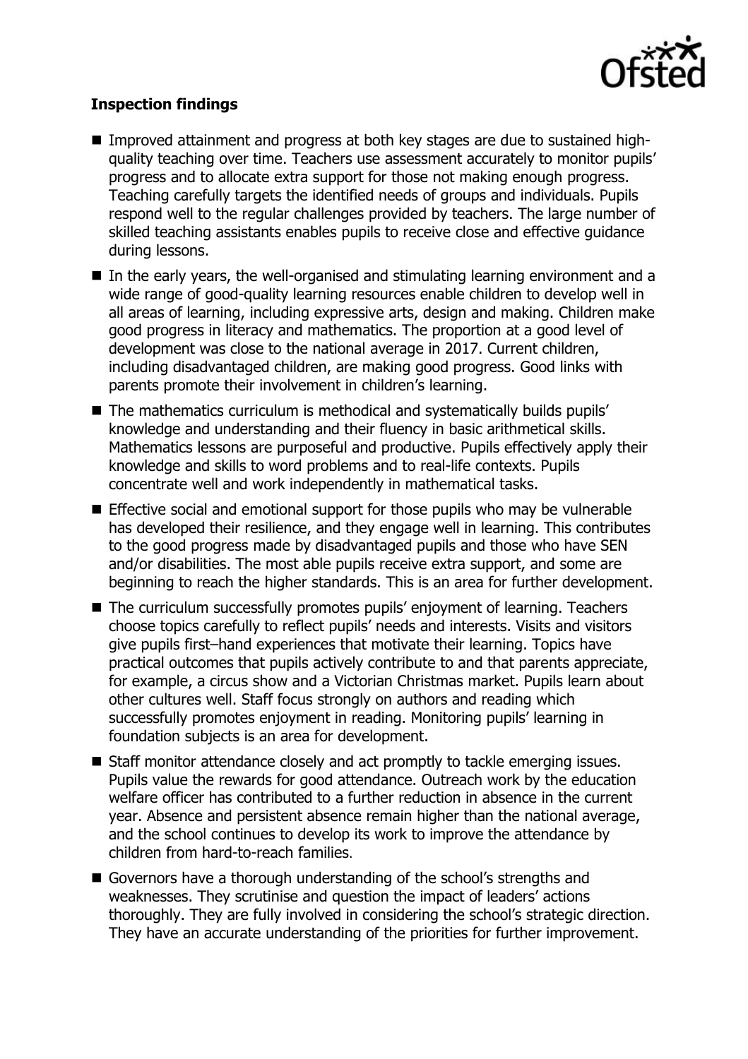**Inspection findings**

- Improved attainment and progress at both key stages are due to sustained high-quality teaching over time. Teachers use assessment accurately to monitor pupils' progress and to allocate extra support for those not making enough progress. Teaching carefully targets the identified needs of groups and individuals. Pupils respond well to the regular challenges provided by teachers. The large number of skilled teaching assistants enables pupils to receive close and effective guidance during lessons.
- In the early years, the well-organised and stimulating learning environment and a wide range of good-quality learning resources enable children to develop well in all areas of learning, including expressive arts, design and making. Children make good progress in literacy and mathematics. The proportion at a good level of development was close to the national average in 2017. Current children, including disadvantaged children, are making good progress. Good links with parents promote their involvement in children's learning.
- The mathematics curriculum is methodical and systematically builds pupils' knowledge and understanding and their fluency in basic arithmetical skills. Mathematics lessons are purposeful and productive. Pupils effectively apply their knowledge and skills to word problems and to real-life contexts. Pupils concentrate well and work independently in mathematical tasks.
- Effective social and emotional support for those pupils who may be vulnerable has developed their resilience, and they engage well in learning. This contributes to the good progress made by disadvantaged pupils and those who have SEN and/or disabilities. The most able pupils receive extra support, and some are beginning to reach the higher standards. This is an area for further development.
- The curriculum successfully promotes pupils' enjoyment of learning. Teachers choose topics carefully to reflect pupils' needs and interests. Visits and visitors give pupils first–hand experiences that motivate their learning. Topics have practical outcomes that pupils actively contribute to and that parents appreciate, for example, a circus show and a Victorian Christmas market. Pupils learn about other cultures well. Staff focus strongly on authors and reading which successfully promotes enjoyment in reading. Monitoring pupils' learning in foundation subjects is an area for development.
- Staff monitor attendance closely and act promptly to tackle emerging issues. Pupils value the rewards for good attendance. Outreach work by the education welfare officer has contributed to a further reduction in absence in the current year. Absence and persistent absence remain higher than the national average, and the school continues to develop its work to improve the attendance by children from hard-to-reach families.
- Governors have a thorough understanding of the school's strengths and weaknesses. They scrutinise and question the impact of leaders' actions thoroughly. They are fully involved in considering the school's strategic direction. They have an accurate understanding of the priorities for further improvement.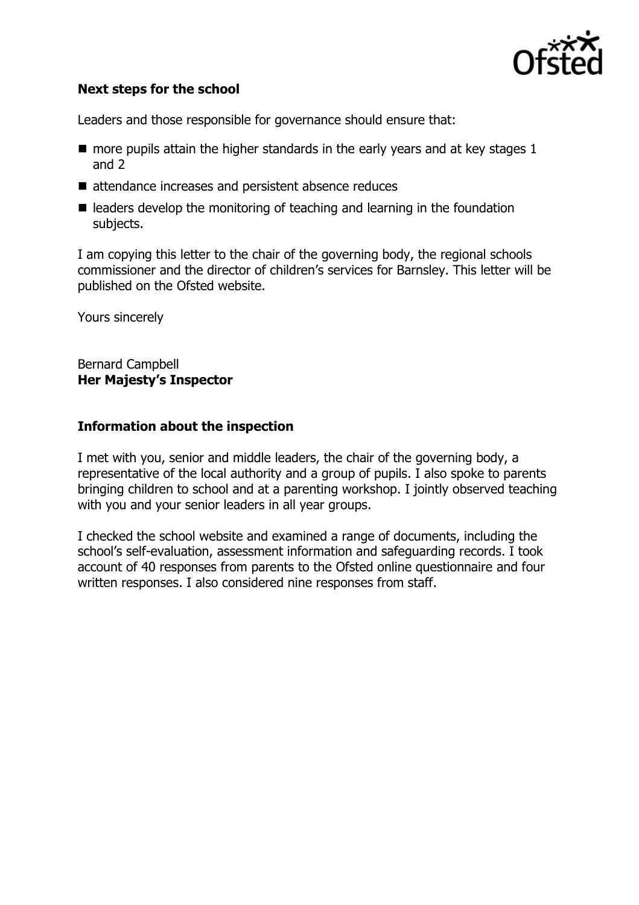**Next steps for the school**

Leaders and those responsible for governance should ensure that:

- more pupils attain the higher standards in the early years and at key stages 1 and 2
- attendance increases and persistent absence reduces
- leaders develop the monitoring of teaching and learning in the foundation subjects.

I am copying this letter to the chair of the governing body, the regional schools commissioner and the director of children's services for Barnsley. This letter will be published on the Ofsted website.

Yours sincerely

Bernard Campbell
**Her Majesty's Inspector**

## Information about the inspection

I met with you, senior and middle leaders, the chair of the governing body, a representative of the local authority and a group of pupils. I also spoke to parents bringing children to school and at a parenting workshop. I jointly observed teaching with you and your senior leaders in all year groups.

I checked the school website and examined a range of documents, including the school's self-evaluation, assessment information and safeguarding records. I took account of 40 responses from parents to the Ofsted online questionnaire and four written responses. I also considered nine responses from staff.